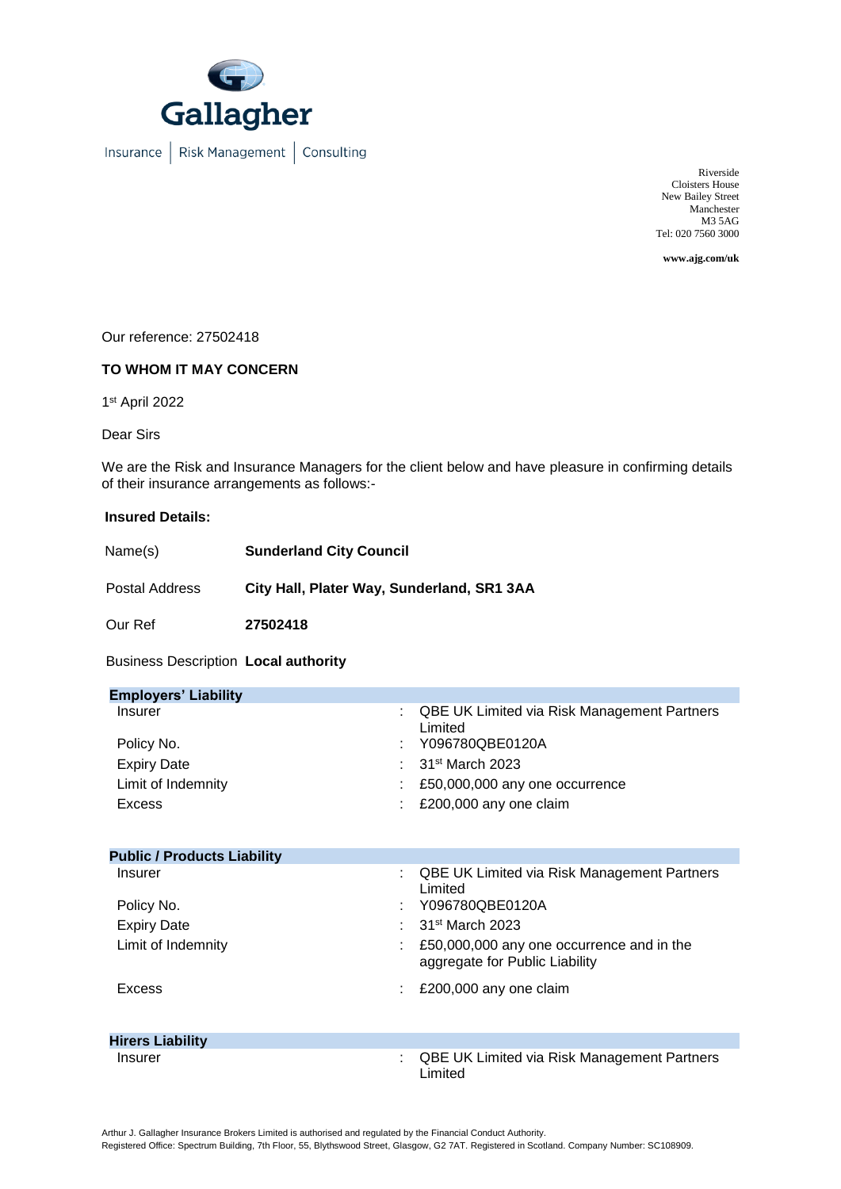Gallagher

Insurance | Risk Management | Consulting

Riverside
Cloisters House
New Bailey Street
Manchester
M3 5AG
Tel: 020 7560 3000

**www.ajg.com/uk**

Our reference: 27502418

**TO WHOM IT MAY CONCERN**

1st April 2022

Dear Sirs

We are the Risk and Insurance Managers for the client below and have pleasure in confirming details of their insurance arrangements as follows:-

**Insured Details:**

| | |
|---|---|
| Name(s) | **Sunderland City Council** |
| Postal Address | **City Hall, Plater Way, Sunderland, SR1 3AA** |
| Our Ref | **27502418** |
| Business Description | **Local authority** |

**Employers' Liability**

| | | |
|---|---|---|
| Insurer | : | QBE UK Limited via Risk Management Partners Limited |
| Policy No. | : | Y096780QBE0120A |
| Expiry Date | : | 31st March 2023 |
| Limit of Indemnity | : | £50,000,000 any one occurrence |
| Excess | : | £200,000 any one claim |

**Public / Products Liability**

| | | |
|---|---|---|
| Insurer | : | QBE UK Limited via Risk Management Partners Limited |
| Policy No. | : | Y096780QBE0120A |
| Expiry Date | : | 31st March 2023 |
| Limit of Indemnity | : | £50,000,000 any one occurrence and in the aggregate for Public Liability |
| Excess | : | £200,000 any one claim |

**Hirers Liability**

| | | |
|---|---|---|
| Insurer | : | QBE UK Limited via Risk Management Partners Limited |

Arthur J. Gallagher Insurance Brokers Limited is authorised and regulated by the Financial Conduct Authority.
Registered Office: Spectrum Building, 7th Floor, 55, Blythswood Street, Glasgow, G2 7AT. Registered in Scotland. Company Number: SC108909.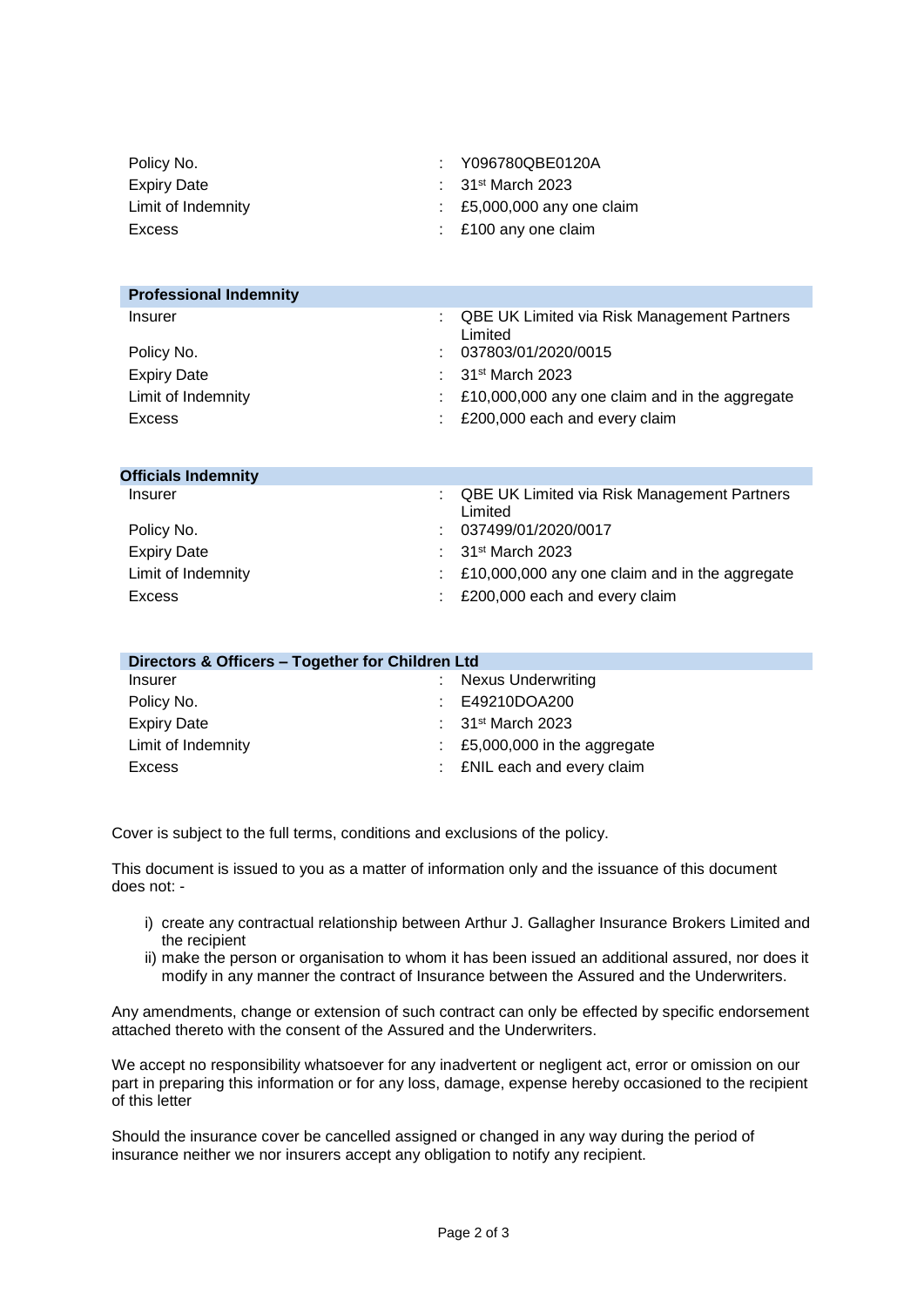| | | |
|---|---|---|
| Policy No. | : | Y096780QBE0120A |
| Expiry Date | : | 31st March 2023 |
| Limit of Indemnity | : | £5,000,000 any one claim |
| Excess | : | £100 any one claim |

**Professional Indemnity**

| | | |
|---|---|---|
| Insurer | : | QBE UK Limited via Risk Management Partners Limited |
| Policy No. | : | 037803/01/2020/0015 |
| Expiry Date | : | 31st March 2023 |
| Limit of Indemnity | : | £10,000,000 any one claim and in the aggregate |
| Excess | : | £200,000 each and every claim |

**Officials Indemnity**

| | | |
|---|---|---|
| Insurer | : | QBE UK Limited via Risk Management Partners Limited |
| Policy No. | : | 037499/01/2020/0017 |
| Expiry Date | : | 31st March 2023 |
| Limit of Indemnity | : | £10,000,000 any one claim and in the aggregate |
| Excess | : | £200,000 each and every claim |

**Directors & Officers – Together for Children Ltd**

| | | |
|---|---|---|
| Insurer | : | Nexus Underwriting |
| Policy No. | : | E49210DOA200 |
| Expiry Date | : | 31st March 2023 |
| Limit of Indemnity | : | £5,000,000 in the aggregate |
| Excess | : | £NIL each and every claim |

Cover is subject to the full terms, conditions and exclusions of the policy.

This document is issued to you as a matter of information only and the issuance of this document does not: -

i) create any contractual relationship between Arthur J. Gallagher Insurance Brokers Limited and the recipient
ii) make the person or organisation to whom it has been issued an additional assured, nor does it modify in any manner the contract of Insurance between the Assured and the Underwriters.

Any amendments, change or extension of such contract can only be effected by specific endorsement attached thereto with the consent of the Assured and the Underwriters.

We accept no responsibility whatsoever for any inadvertent or negligent act, error or omission on our part in preparing this information or for any loss, damage, expense hereby occasioned to the recipient of this letter

Should the insurance cover be cancelled assigned or changed in any way during the period of insurance neither we nor insurers accept any obligation to notify any recipient.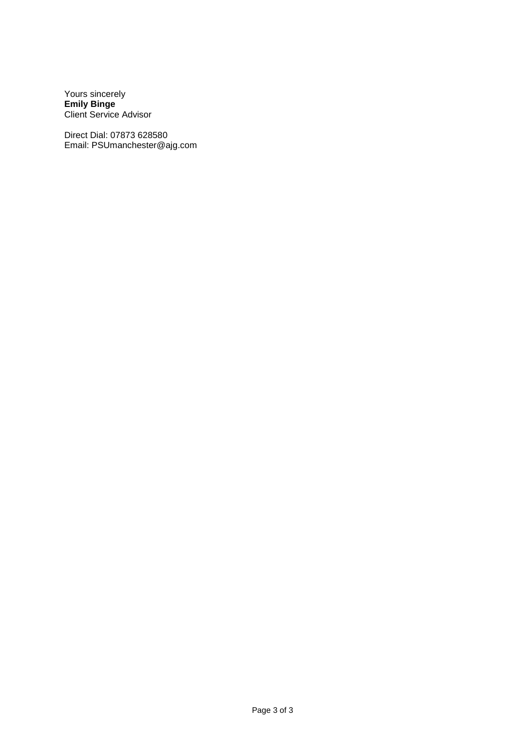Yours sincerely
**Emily Binge**
Client Service Advisor

Direct Dial: 07873 628580
Email: PSUmanchester@ajg.com